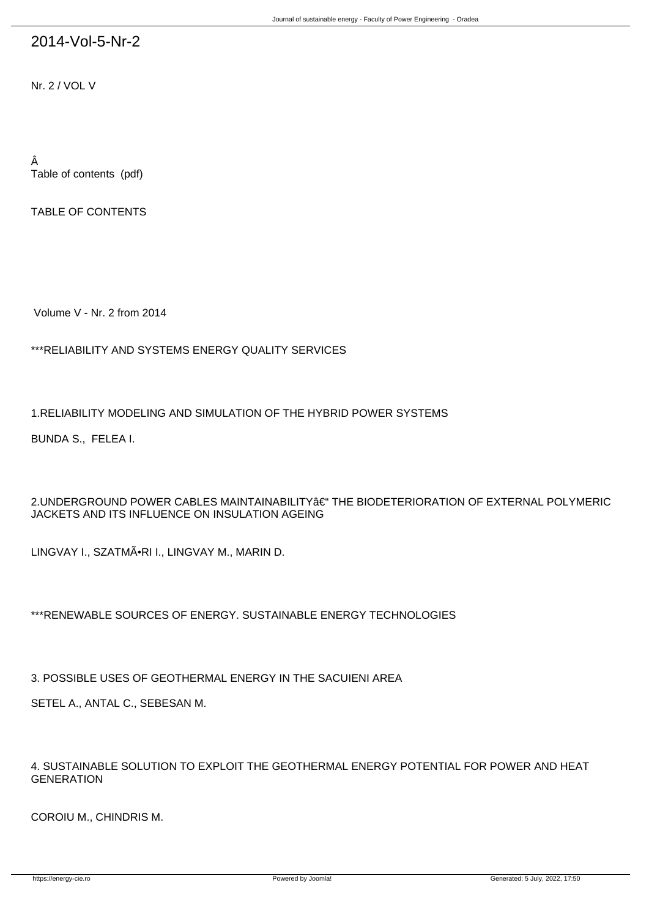# 2014-Vol-5-Nr-2

Nr. 2 / VOL V

Â

Table of contents (pdf)

TABLE OF CONTENTS

Volume V - Nr. 2 from 2014

***RELIABILITY AND SYSTEMS ENERGY QUALITY SERVICES

1.RELIABILITY MODELING AND SIMULATION OF THE HYBRID POWER SYSTEMS

BUNDA S., FELEA I.

2.UNDERGROUND POWER CABLES MAINTAINABILITYâ€“ THE BIODETERIORATION OF EXTERNAL POLYMERIC JACKETS AND ITS INFLUENCE ON INSULATION AGEING

LINGVAY I., SZATMÃ•RI I., LINGVAY M., MARIN D.

***RENEWABLE SOURCES OF ENERGY. SUSTAINABLE ENERGY TECHNOLOGIES

3. POSSIBLE USES OF GEOTHERMAL ENERGY IN THE SACUIENI AREA

SETEL A., ANTAL C., SEBESAN M.

4. SUSTAINABLE SOLUTION TO EXPLOIT THE GEOTHERMAL ENERGY POTENTIAL FOR POWER AND HEAT GENERATION

COROIU M., CHINDRIS M.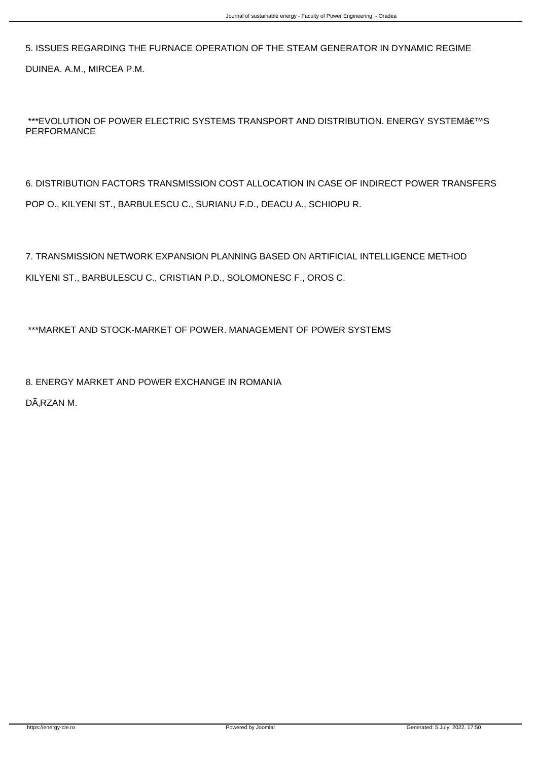5. ISSUES REGARDING THE FURNACE OPERATION OF THE STEAM GENERATOR IN DYNAMIC REGIME

DUINEA. A.M., MIRCEA P.M.

***EVOLUTION OF POWER ELECTRIC SYSTEMS TRANSPORT AND DISTRIBUTION. ENERGY SYSTEMâ€™S PERFORMANCE

6. DISTRIBUTION FACTORS TRANSMISSION COST ALLOCATION IN CASE OF INDIRECT POWER TRANSFERS

POP O., KILYENI ST., BARBULESCU C., SURIANU F.D., DEACU A., SCHIOPU R.

7. TRANSMISSION NETWORK EXPANSION PLANNING BASED ON ARTIFICIAL INTELLIGENCE METHOD

KILYENI ST., BARBULESCU C., CRISTIAN P.D., SOLOMONESC F., OROS C.

***MARKET AND STOCK-MARKET OF POWER. MANAGEMENT OF POWER SYSTEMS

8. ENERGY MARKET AND POWER EXCHANGE IN ROMANIA

DÃ‚RZAN M.